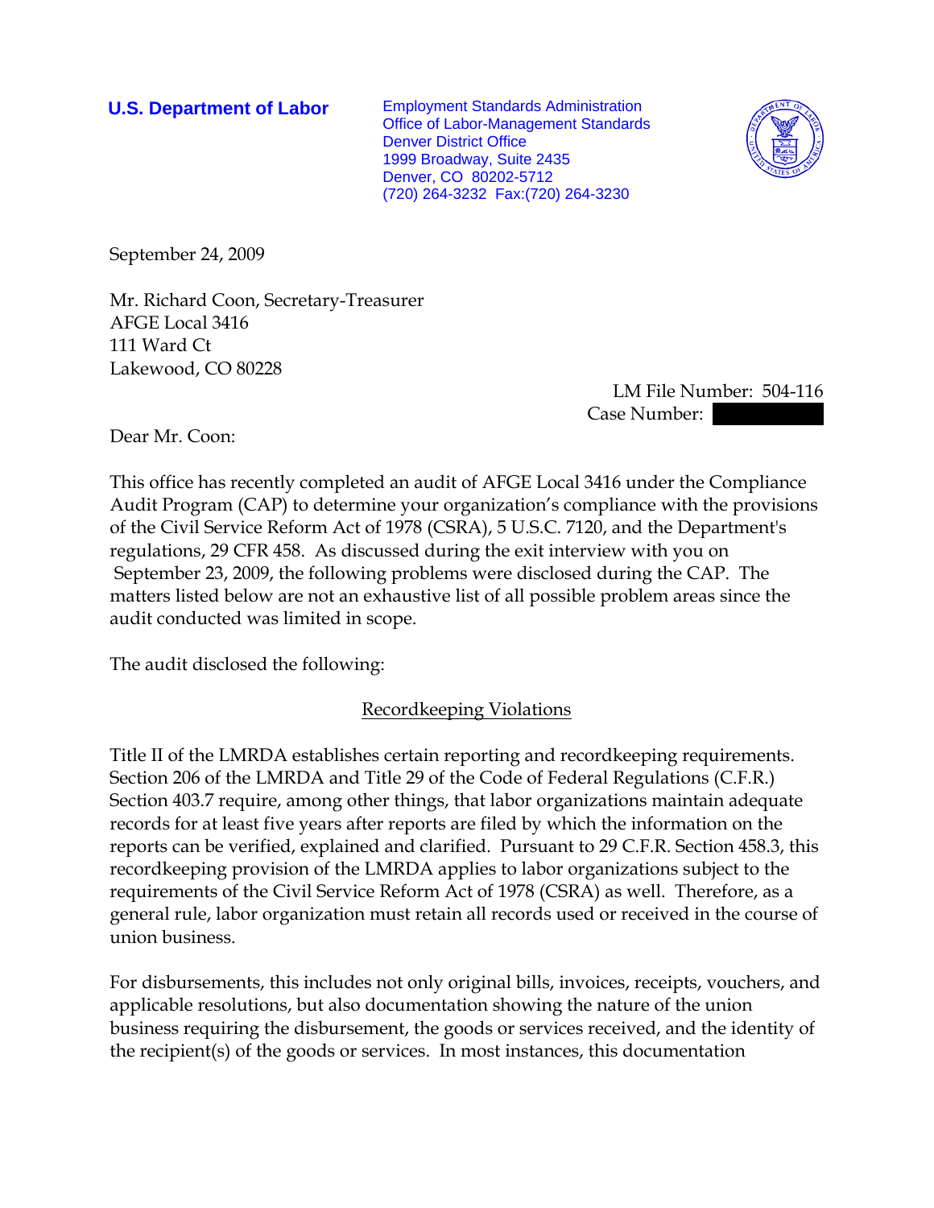**U.S. Department of Labor**

Employment Standards Administration
Office of Labor-Management Standards
Denver District Office
1999 Broadway, Suite 2435
Denver, CO 80202-5712
(720) 264-3232 Fax:(720) 264-3230

September 24, 2009

Mr. Richard Coon, Secretary-Treasurer
AFGE Local 3416
111 Ward Ct
Lakewood, CO 80228

LM File Number: 504-116
Case Number: 

Dear Mr. Coon:

This office has recently completed an audit of AFGE Local 3416 under the Compliance Audit Program (CAP) to determine your organization's compliance with the provisions of the Civil Service Reform Act of 1978 (CSRA), 5 U.S.C. 7120, and the Department's regulations, 29 CFR 458. As discussed during the exit interview with you on September 23, 2009, the following problems were disclosed during the CAP. The matters listed below are not an exhaustive list of all possible problem areas since the audit conducted was limited in scope.

The audit disclosed the following:

## Recordkeeping Violations

Title II of the LMRDA establishes certain reporting and recordkeeping requirements. Section 206 of the LMRDA and Title 29 of the Code of Federal Regulations (C.F.R.) Section 403.7 require, among other things, that labor organizations maintain adequate records for at least five years after reports are filed by which the information on the reports can be verified, explained and clarified. Pursuant to 29 C.F.R. Section 458.3, this recordkeeping provision of the LMRDA applies to labor organizations subject to the requirements of the Civil Service Reform Act of 1978 (CSRA) as well. Therefore, as a general rule, labor organization must retain all records used or received in the course of union business.

For disbursements, this includes not only original bills, invoices, receipts, vouchers, and applicable resolutions, but also documentation showing the nature of the union business requiring the disbursement, the goods or services received, and the identity of the recipient(s) of the goods or services. In most instances, this documentation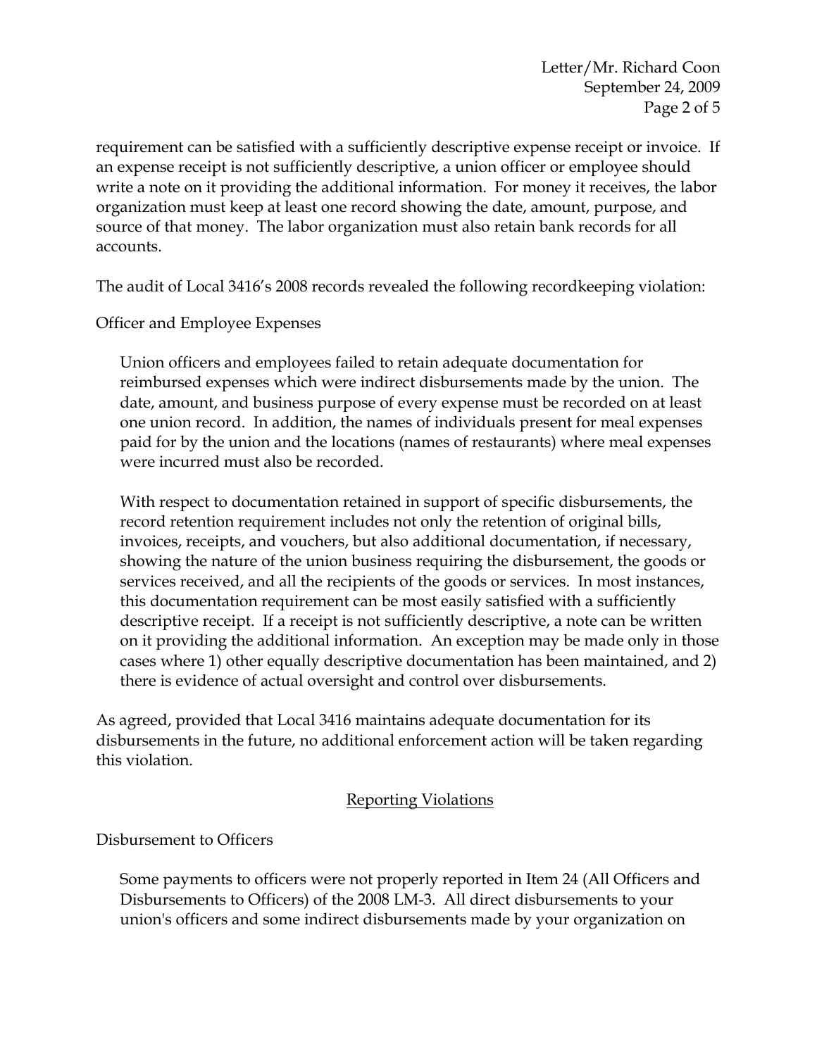requirement can be satisfied with a sufficiently descriptive expense receipt or invoice. If an expense receipt is not sufficiently descriptive, a union officer or employee should write a note on it providing the additional information. For money it receives, the labor organization must keep at least one record showing the date, amount, purpose, and source of that money. The labor organization must also retain bank records for all accounts.

The audit of Local 3416's 2008 records revealed the following recordkeeping violation:

Officer and Employee Expenses

> Union officers and employees failed to retain adequate documentation for reimbursed expenses which were indirect disbursements made by the union. The date, amount, and business purpose of every expense must be recorded on at least one union record. In addition, the names of individuals present for meal expenses paid for by the union and the locations (names of restaurants) where meal expenses were incurred must also be recorded.
>
> With respect to documentation retained in support of specific disbursements, the record retention requirement includes not only the retention of original bills, invoices, receipts, and vouchers, but also additional documentation, if necessary, showing the nature of the union business requiring the disbursement, the goods or services received, and all the recipients of the goods or services. In most instances, this documentation requirement can be most easily satisfied with a sufficiently descriptive receipt. If a receipt is not sufficiently descriptive, a note can be written on it providing the additional information. An exception may be made only in those cases where 1) other equally descriptive documentation has been maintained, and 2) there is evidence of actual oversight and control over disbursements.

As agreed, provided that Local 3416 maintains adequate documentation for its disbursements in the future, no additional enforcement action will be taken regarding this violation.

## Reporting Violations

Disbursement to Officers

> Some payments to officers were not properly reported in Item 24 (All Officers and Disbursements to Officers) of the 2008 LM-3. All direct disbursements to your union's officers and some indirect disbursements made by your organization on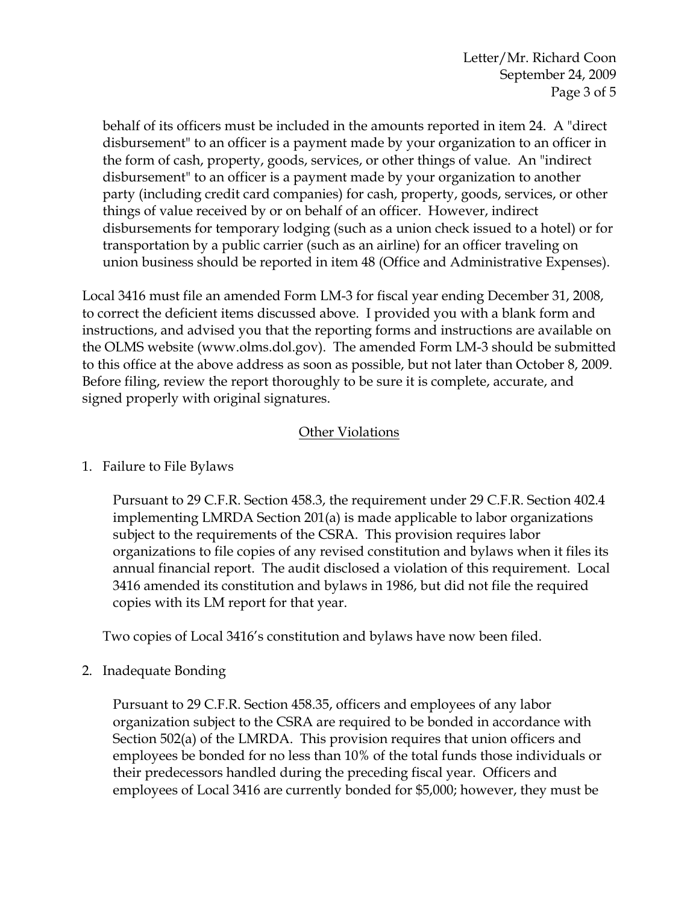behalf of its officers must be included in the amounts reported in item 24. A "direct disbursement" to an officer is a payment made by your organization to an officer in the form of cash, property, goods, services, or other things of value. An "indirect disbursement" to an officer is a payment made by your organization to another party (including credit card companies) for cash, property, goods, services, or other things of value received by or on behalf of an officer. However, indirect disbursements for temporary lodging (such as a union check issued to a hotel) or for transportation by a public carrier (such as an airline) for an officer traveling on union business should be reported in item 48 (Office and Administrative Expenses).

Local 3416 must file an amended Form LM-3 for fiscal year ending December 31, 2008, to correct the deficient items discussed above. I provided you with a blank form and instructions, and advised you that the reporting forms and instructions are available on the OLMS website (www.olms.dol.gov). The amended Form LM-3 should be submitted to this office at the above address as soon as possible, but not later than October 8, 2009. Before filing, review the report thoroughly to be sure it is complete, accurate, and signed properly with original signatures.

## Other Violations

1. Failure to File Bylaws

   Pursuant to 29 C.F.R. Section 458.3, the requirement under 29 C.F.R. Section 402.4 implementing LMRDA Section 201(a) is made applicable to labor organizations subject to the requirements of the CSRA. This provision requires labor organizations to file copies of any revised constitution and bylaws when it files its annual financial report. The audit disclosed a violation of this requirement. Local 3416 amended its constitution and bylaws in 1986, but did not file the required copies with its LM report for that year.

   Two copies of Local 3416's constitution and bylaws have now been filed.

2. Inadequate Bonding

   Pursuant to 29 C.F.R. Section 458.35, officers and employees of any labor organization subject to the CSRA are required to be bonded in accordance with Section 502(a) of the LMRDA. This provision requires that union officers and employees be bonded for no less than 10% of the total funds those individuals or their predecessors handled during the preceding fiscal year. Officers and employees of Local 3416 are currently bonded for $5,000; however, they must be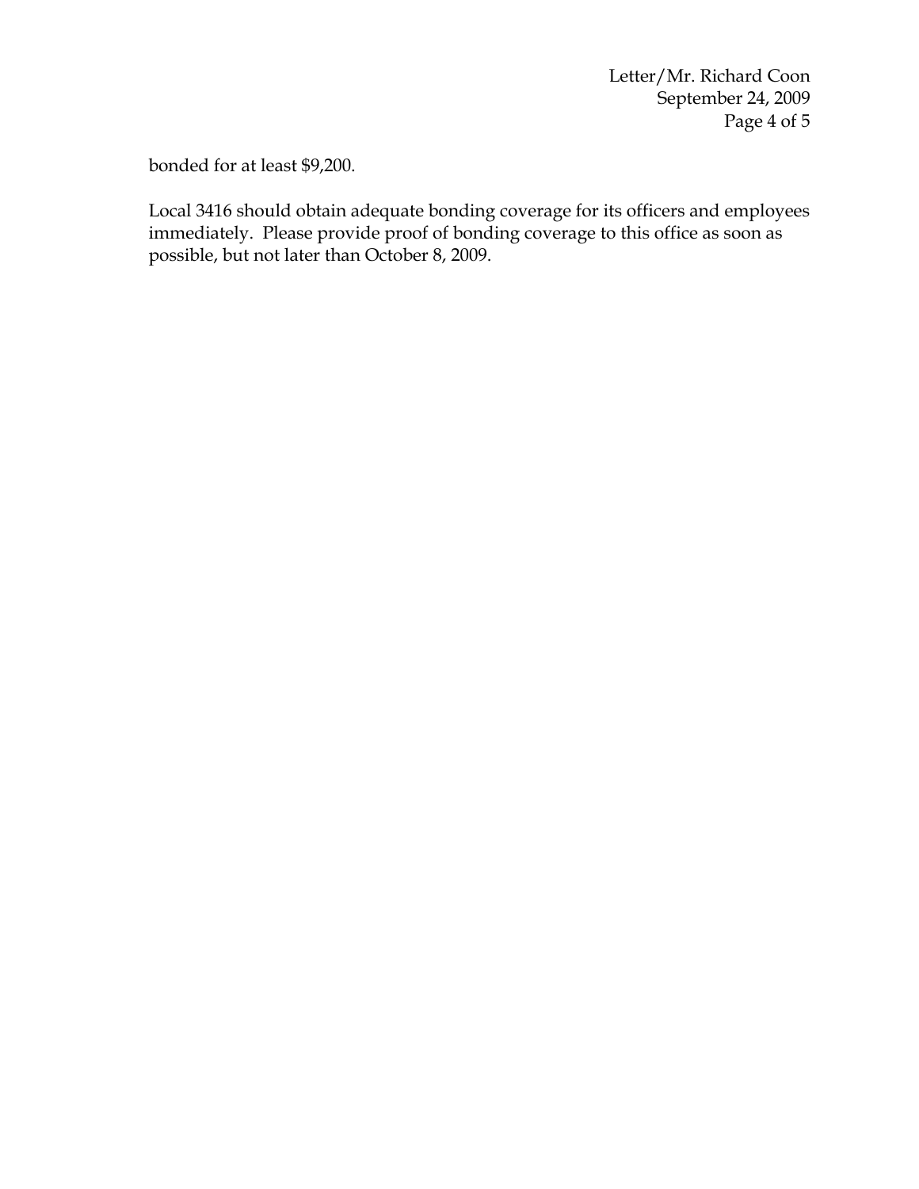bonded for at least $9,200.

Local 3416 should obtain adequate bonding coverage for its officers and employees immediately. Please provide proof of bonding coverage to this office as soon as possible, but not later than October 8, 2009.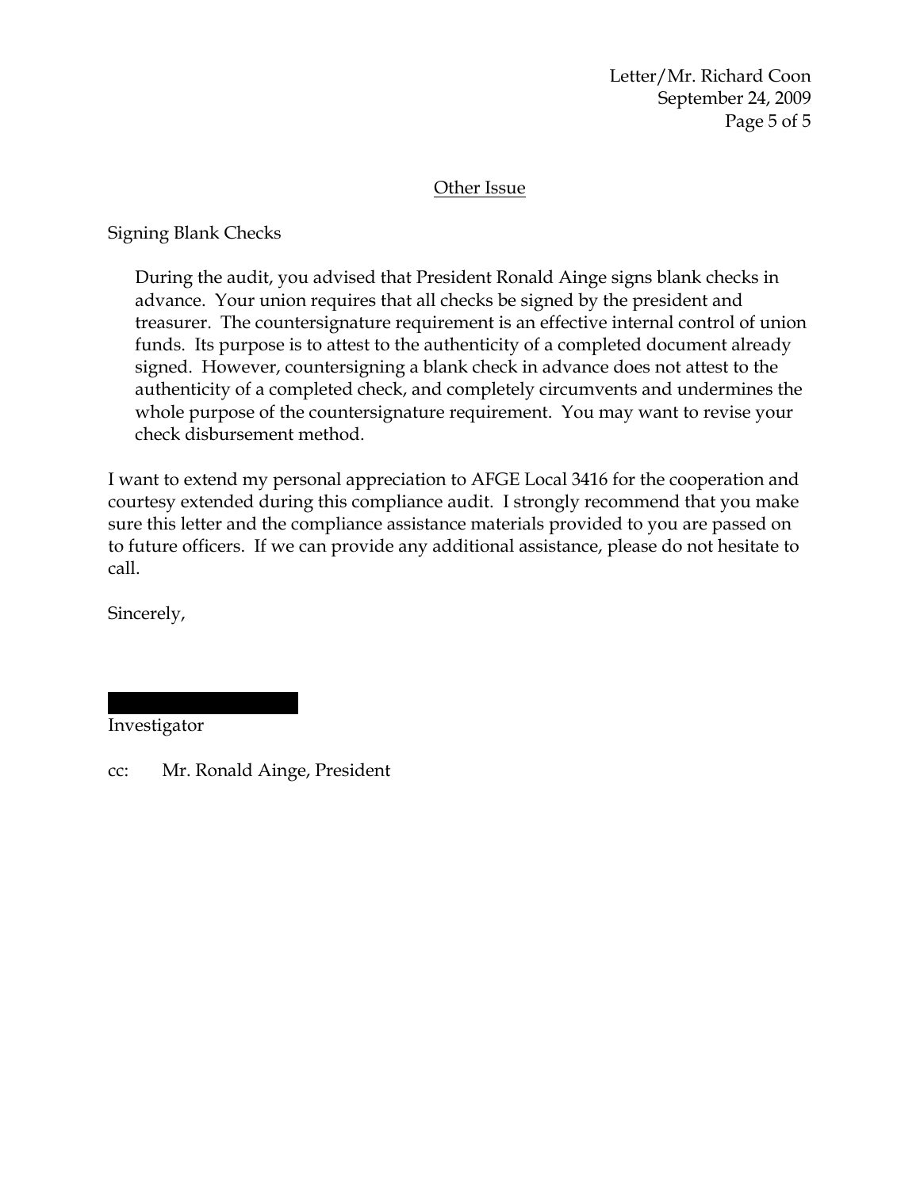## Other Issue

Signing Blank Checks

> During the audit, you advised that President Ronald Ainge signs blank checks in advance. Your union requires that all checks be signed by the president and treasurer. The countersignature requirement is an effective internal control of union funds. Its purpose is to attest to the authenticity of a completed document already signed. However, countersigning a blank check in advance does not attest to the authenticity of a completed check, and completely circumvents and undermines the whole purpose of the countersignature requirement. You may want to revise your check disbursement method.

I want to extend my personal appreciation to AFGE Local 3416 for the cooperation and courtesy extended during this compliance audit. I strongly recommend that you make sure this letter and the compliance assistance materials provided to you are passed on to future officers. If we can provide any additional assistance, please do not hesitate to call.

Sincerely,

Investigator

cc: Mr. Ronald Ainge, President